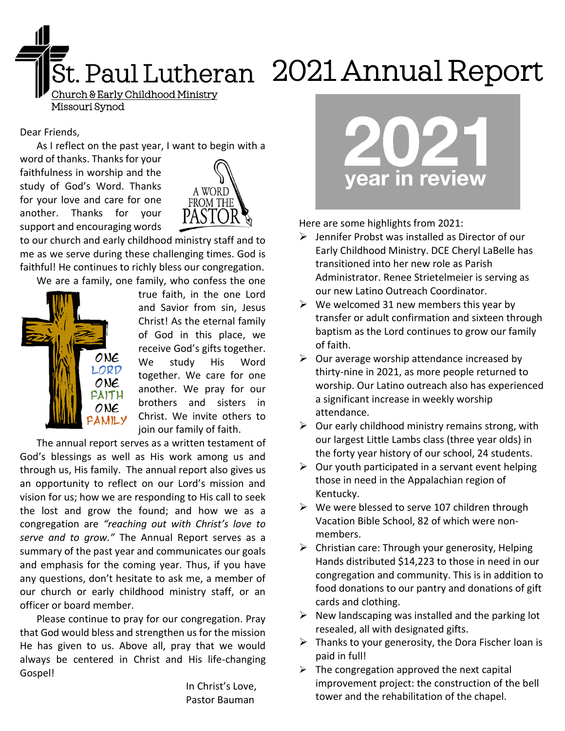# St. Paul Lutheran 2021 Annual Report

Church & Early Childhood Ministry
Missouri Synod

## A Word from the Pastor

Dear Friends,

As I reflect on the past year, I want to begin with a word of thanks. Thanks for your faithfulness in worship and the study of God's Word. Thanks for your love and care for one another. Thanks for your support and encouraging words to our church and early childhood ministry staff and to me as we serve during these challenging times. God is faithful! He continues to richly bless our congregation.

We are a family, one family, who confess the one true faith, in the one Lord and Savior from sin, Jesus Christ! As the eternal family of God in this place, we receive God's gifts together. We study His Word together. We care for one another. We pray for our brothers and sisters in Christ. We invite others to join our family of faith.

ONE LORD ONE FAITH ONE FAMILY

The annual report serves as a written testament of God's blessings as well as His work among us and through us, His family. The annual report also gives us an opportunity to reflect on our Lord's mission and vision for us; how we are responding to His call to seek the lost and grow the found; and how we as a congregation are *"reaching out with Christ's love to serve and to grow."* The Annual Report serves as a summary of the past year and communicates our goals and emphasis for the coming year. Thus, if you have any questions, don't hesitate to ask me, a member of our church or early childhood ministry staff, or an officer or board member.

Please continue to pray for our congregation. Pray that God would bless and strengthen us for the mission He has given to us. Above all, pray that we would always be centered in Christ and His life-changing Gospel!

In Christ's Love,
Pastor Bauman

## 2021 year in review

Here are some highlights from 2021:

- Jennifer Probst was installed as Director of our Early Childhood Ministry. DCE Cheryl LaBelle has transitioned into her new role as Parish Administrator. Renee Strietelmeier is serving as our new Latino Outreach Coordinator.
- We welcomed 31 new members this year by transfer or adult confirmation and sixteen through baptism as the Lord continues to grow our family of faith.
- Our average worship attendance increased by thirty-nine in 2021, as more people returned to worship. Our Latino outreach also has experienced a significant increase in weekly worship attendance.
- Our early childhood ministry remains strong, with our largest Little Lambs class (three year olds) in the forty year history of our school, 24 students.
- Our youth participated in a servant event helping those in need in the Appalachian region of Kentucky.
- We were blessed to serve 107 children through Vacation Bible School, 82 of which were non-members.
- Christian care: Through your generosity, Helping Hands distributed $14,223 to those in need in our congregation and community. This is in addition to food donations to our pantry and donations of gift cards and clothing.
- New landscaping was installed and the parking lot resealed, all with designated gifts.
- Thanks to your generosity, the Dora Fischer loan is paid in full!
- The congregation approved the next capital improvement project: the construction of the bell tower and the rehabilitation of the chapel.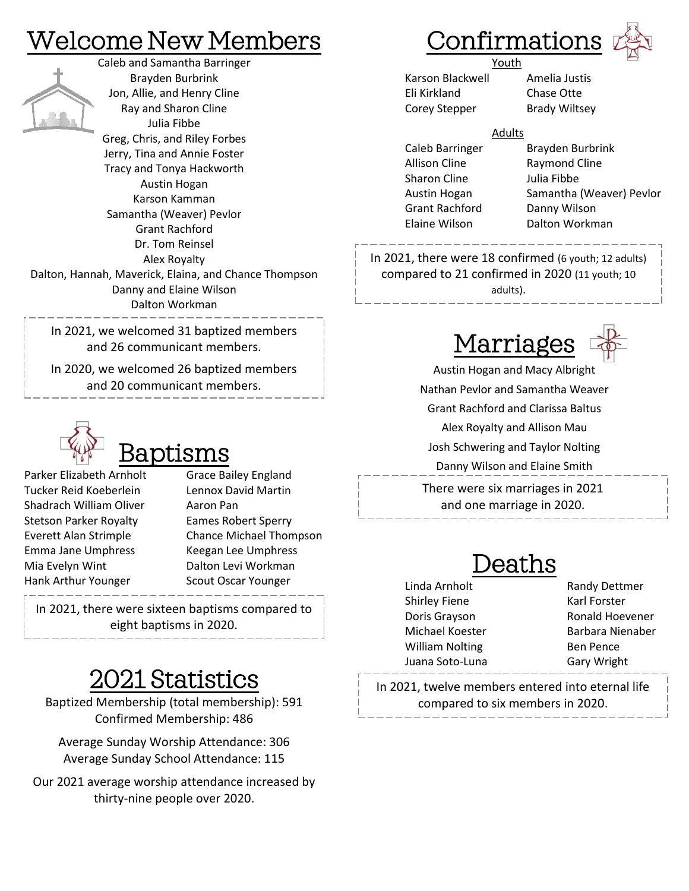# Welcome New Members

Caleb and Samantha Barringer
Brayden Burbrink
Jon, Allie, and Henry Cline
Ray and Sharon Cline
Julia Fibbe
Greg, Chris, and Riley Forbes
Jerry, Tina and Annie Foster
Tracy and Tonya Hackworth
Austin Hogan
Karson Kamman
Samantha (Weaver) Pevlor
Grant Rachford
Dr. Tom Reinsel
Alex Royalty
Dalton, Hannah, Maverick, Elaina, and Chance Thompson
Danny and Elaine Wilson
Dalton Workman

In 2021, we welcomed 31 baptized members and 26 communicant members.

In 2020, we welcomed 26 baptized members and 20 communicant members.

# Baptisms

Parker Elizabeth Arnholt
Tucker Reid Koeberlein
Shadrach William Oliver
Stetson Parker Royalty
Everett Alan Strimple
Emma Jane Umphress
Mia Evelyn Wint
Hank Arthur Younger
Grace Bailey England
Lennox David Martin
Aaron Pan
Eames Robert Sperry
Chance Michael Thompson
Keegan Lee Umphress
Dalton Levi Workman
Scout Oscar Younger

In 2021, there were sixteen baptisms compared to eight baptisms in 2020.

# 2021 Statistics

Baptized Membership (total membership): 591
Confirmed Membership: 486

Average Sunday Worship Attendance: 306
Average Sunday School Attendance: 115

Our 2021 average worship attendance increased by thirty-nine people over 2020.

# Confirmations

## Youth

Karson Blackwell
Eli Kirkland
Corey Stepper
Amelia Justis
Chase Otte
Brady Wiltsey

## Adults

Caleb Barringer
Allison Cline
Sharon Cline
Austin Hogan
Grant Rachford
Elaine Wilson
Brayden Burbrink
Raymond Cline
Julia Fibbe
Samantha (Weaver) Pevlor
Danny Wilson
Dalton Workman

In 2021, there were 18 confirmed (6 youth; 12 adults) compared to 21 confirmed in 2020 (11 youth; 10 adults).

# Marriages

Austin Hogan and Macy Albright
Nathan Pevlor and Samantha Weaver
Grant Rachford and Clarissa Baltus
Alex Royalty and Allison Mau
Josh Schwering and Taylor Nolting
Danny Wilson and Elaine Smith

There were six marriages in 2021 and one marriage in 2020.

# Deaths

Linda Arnholt
Shirley Fiene
Doris Grayson
Michael Koester
William Nolting
Juana Soto-Luna
Randy Dettmer
Karl Forster
Ronald Hoevener
Barbara Nienaber
Ben Pence
Gary Wright

In 2021, twelve members entered into eternal life compared to six members in 2020.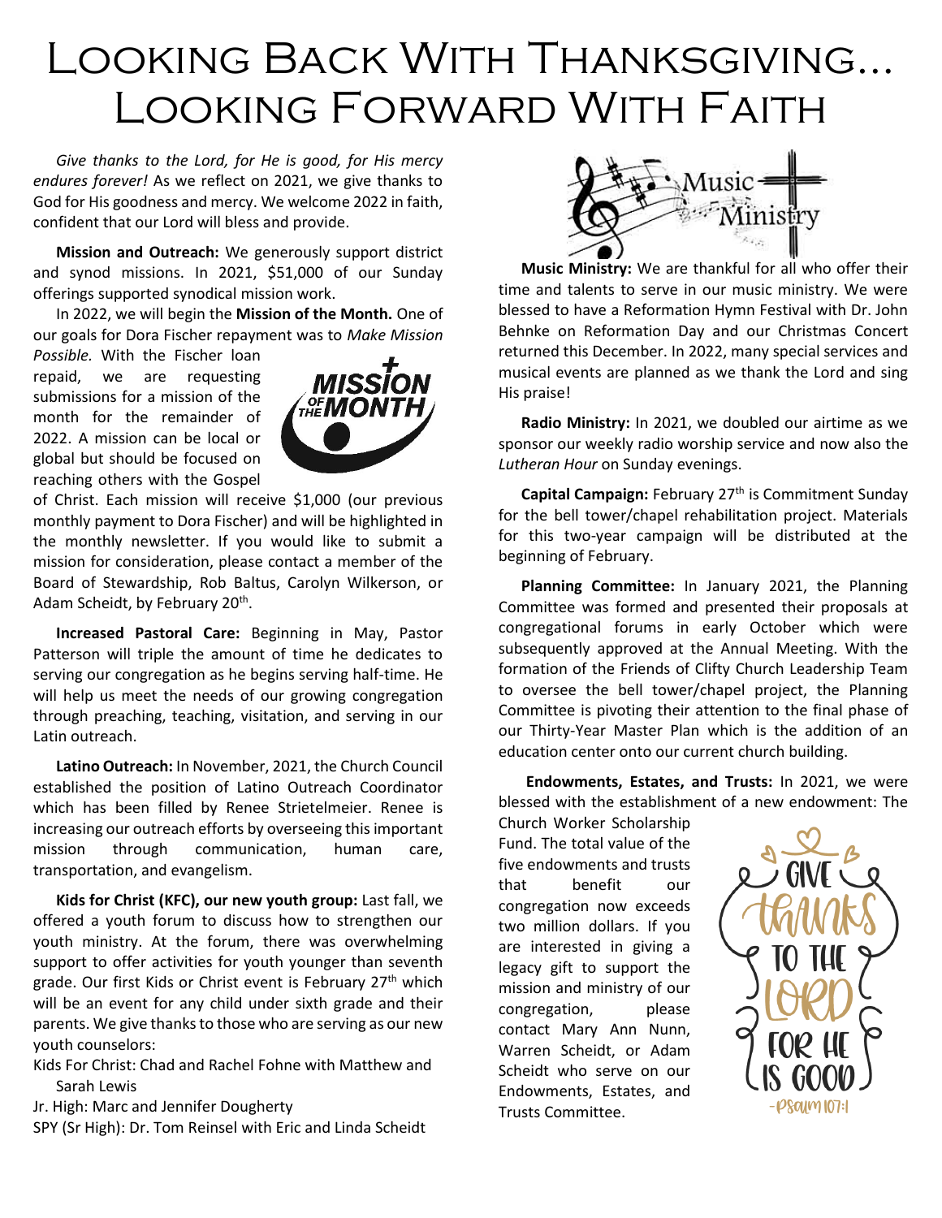# Looking Back With Thanksgiving… Looking Forward With Faith

*Give thanks to the Lord, for He is good, for His mercy endures forever!* As we reflect on 2021, we give thanks to God for His goodness and mercy. We welcome 2022 in faith, confident that our Lord will bless and provide.

**Mission and Outreach:** We generously support district and synod missions. In 2021, $51,000 of our Sunday offerings supported synodical mission work.

In 2022, we will begin the **Mission of the Month.** One of our goals for Dora Fischer repayment was to *Make Mission Possible.* With the Fischer loan repaid, we are requesting submissions for a mission of the month for the remainder of 2022. A mission can be local or global but should be focused on reaching others with the Gospel of Christ. Each mission will receive $1,000 (our previous monthly payment to Dora Fischer) and will be highlighted in the monthly newsletter. If you would like to submit a mission for consideration, please contact a member of the Board of Stewardship, Rob Baltus, Carolyn Wilkerson, or Adam Scheidt, by February 20th.

**Increased Pastoral Care:** Beginning in May, Pastor Patterson will triple the amount of time he dedicates to serving our congregation as he begins serving half-time. He will help us meet the needs of our growing congregation through preaching, teaching, visitation, and serving in our Latin outreach.

**Latino Outreach:** In November, 2021, the Church Council established the position of Latino Outreach Coordinator which has been filled by Renee Strietelmeier. Renee is increasing our outreach efforts by overseeing this important mission through communication, human care, transportation, and evangelism.

**Kids for Christ (KFC), our new youth group:** Last fall, we offered a youth forum to discuss how to strengthen our youth ministry. At the forum, there was overwhelming support to offer activities for youth younger than seventh grade. Our first Kids or Christ event is February 27th which will be an event for any child under sixth grade and their parents. We give thanks to those who are serving as our new youth counselors:

Kids For Christ: Chad and Rachel Fohne with Matthew and Sarah Lewis

Jr. High: Marc and Jennifer Dougherty

SPY (Sr High): Dr. Tom Reinsel with Eric and Linda Scheidt

**Music Ministry:** We are thankful for all who offer their time and talents to serve in our music ministry. We were blessed to have a Reformation Hymn Festival with Dr. John Behnke on Reformation Day and our Christmas Concert returned this December. In 2022, many special services and musical events are planned as we thank the Lord and sing His praise!

**Radio Ministry:** In 2021, we doubled our airtime as we sponsor our weekly radio worship service and now also the *Lutheran Hour* on Sunday evenings.

**Capital Campaign:** February 27th is Commitment Sunday for the bell tower/chapel rehabilitation project. Materials for this two-year campaign will be distributed at the beginning of February.

**Planning Committee:** In January 2021, the Planning Committee was formed and presented their proposals at congregational forums in early October which were subsequently approved at the Annual Meeting. With the formation of the Friends of Clifty Church Leadership Team to oversee the bell tower/chapel project, the Planning Committee is pivoting their attention to the final phase of our Thirty-Year Master Plan which is the addition of an education center onto our current church building.

**Endowments, Estates, and Trusts:** In 2021, we were blessed with the establishment of a new endowment: The Church Worker Scholarship Fund. The total value of the five endowments and trusts that benefit our congregation now exceeds two million dollars. If you are interested in giving a legacy gift to support the mission and ministry of our congregation, please contact Mary Ann Nunn, Warren Scheidt, or Adam Scheidt who serve on our Endowments, Estates, and Trusts Committee.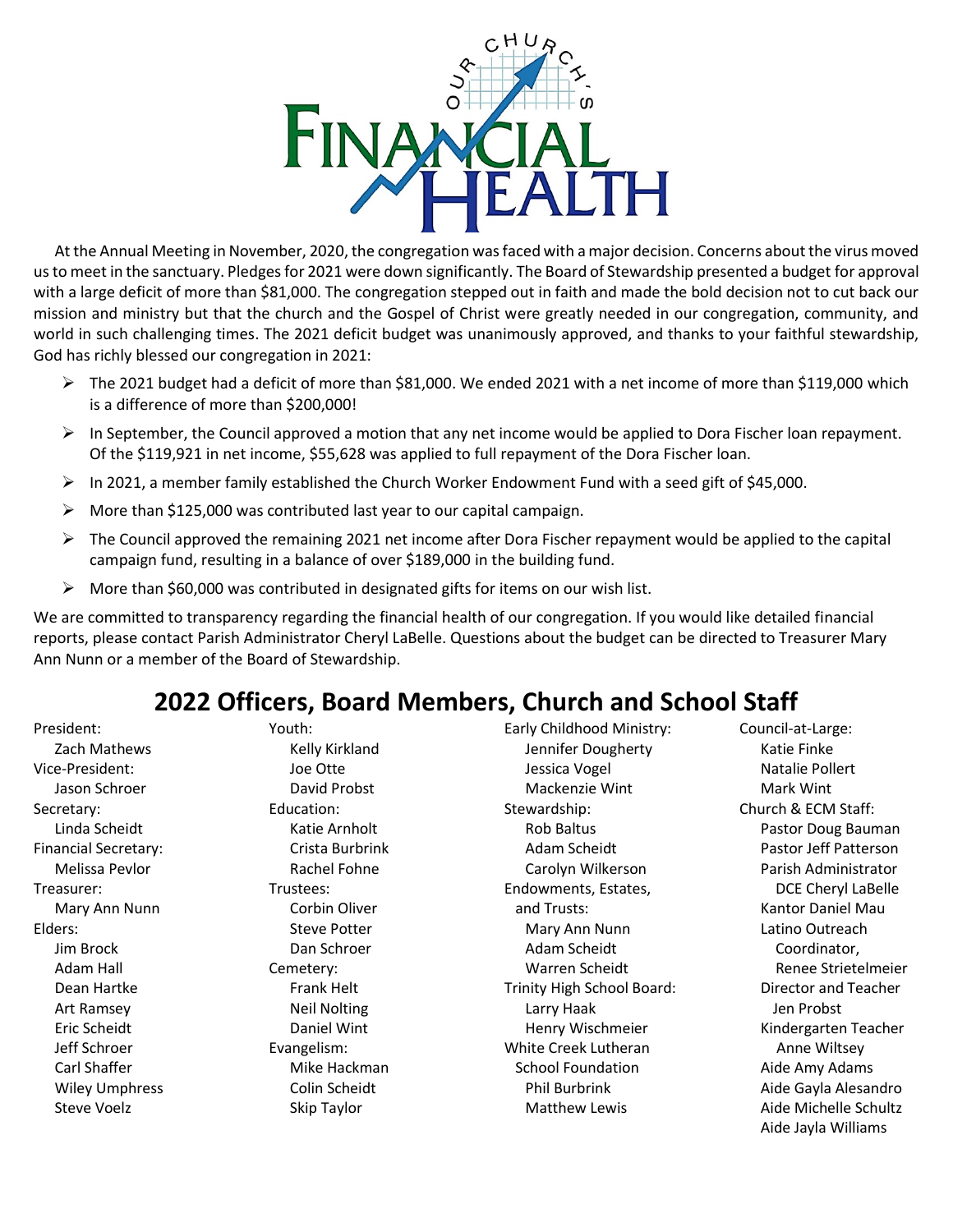# Our Church's Financial Health

At the Annual Meeting in November, 2020, the congregation was faced with a major decision. Concerns about the virus moved us to meet in the sanctuary. Pledges for 2021 were down significantly. The Board of Stewardship presented a budget for approval with a large deficit of more than $81,000. The congregation stepped out in faith and made the bold decision not to cut back our mission and ministry but that the church and the Gospel of Christ were greatly needed in our congregation, community, and world in such challenging times. The 2021 deficit budget was unanimously approved, and thanks to your faithful stewardship, God has richly blessed our congregation in 2021:

- The 2021 budget had a deficit of more than $81,000. We ended 2021 with a net income of more than $119,000 which is a difference of more than $200,000!
- In September, the Council approved a motion that any net income would be applied to Dora Fischer loan repayment. Of the $119,921 in net income, $55,628 was applied to full repayment of the Dora Fischer loan.
- In 2021, a member family established the Church Worker Endowment Fund with a seed gift of $45,000.
- More than $125,000 was contributed last year to our capital campaign.
- The Council approved the remaining 2021 net income after Dora Fischer repayment would be applied to the capital campaign fund, resulting in a balance of over $189,000 in the building fund.
- More than $60,000 was contributed in designated gifts for items on our wish list.

We are committed to transparency regarding the financial health of our congregation. If you would like detailed financial reports, please contact Parish Administrator Cheryl LaBelle. Questions about the budget can be directed to Treasurer Mary Ann Nunn or a member of the Board of Stewardship.

## 2022 Officers, Board Members, Church and School Staff

President:
- Zach Mathews

Vice-President:
- Jason Schroer

Secretary:
- Linda Scheidt

Financial Secretary:
- Melissa Pevlor

Treasurer:
- Mary Ann Nunn

Elders:
- Jim Brock
- Adam Hall
- Dean Hartke
- Art Ramsey
- Eric Scheidt
- Jeff Schroer
- Carl Shaffer
- Wiley Umphress
- Steve Voelz

Youth:
- Kelly Kirkland
- Joe Otte
- David Probst

Education:
- Katie Arnholt
- Crista Burbrink
- Rachel Fohne

Trustees:
- Corbin Oliver
- Steve Potter
- Dan Schroer

Cemetery:
- Frank Helt
- Neil Nolting
- Daniel Wint

Evangelism:
- Mike Hackman
- Colin Scheidt
- Skip Taylor

Early Childhood Ministry:
- Jennifer Dougherty
- Jessica Vogel
- Mackenzie Wint

Stewardship:
- Rob Baltus
- Adam Scheidt
- Carolyn Wilkerson

Endowments, Estates, and Trusts:
- Mary Ann Nunn
- Adam Scheidt
- Warren Scheidt

Trinity High School Board:
- Larry Haak
- Henry Wischmeier

White Creek Lutheran School Foundation:
- Phil Burbrink
- Matthew Lewis

Council-at-Large:
- Katie Finke
- Natalie Pollert
- Mark Wint

Church & ECM Staff:
- Pastor Doug Bauman
- Pastor Jeff Patterson
- Parish Administrator DCE Cheryl LaBelle
- Kantor Daniel Mau
- Latino Outreach Coordinator, Renee Strietelmeier
- Director and Teacher Jen Probst
- Kindergarten Teacher Anne Wiltsey
- Aide Amy Adams
- Aide Gayla Alesandro
- Aide Michelle Schultz
- Aide Jayla Williams